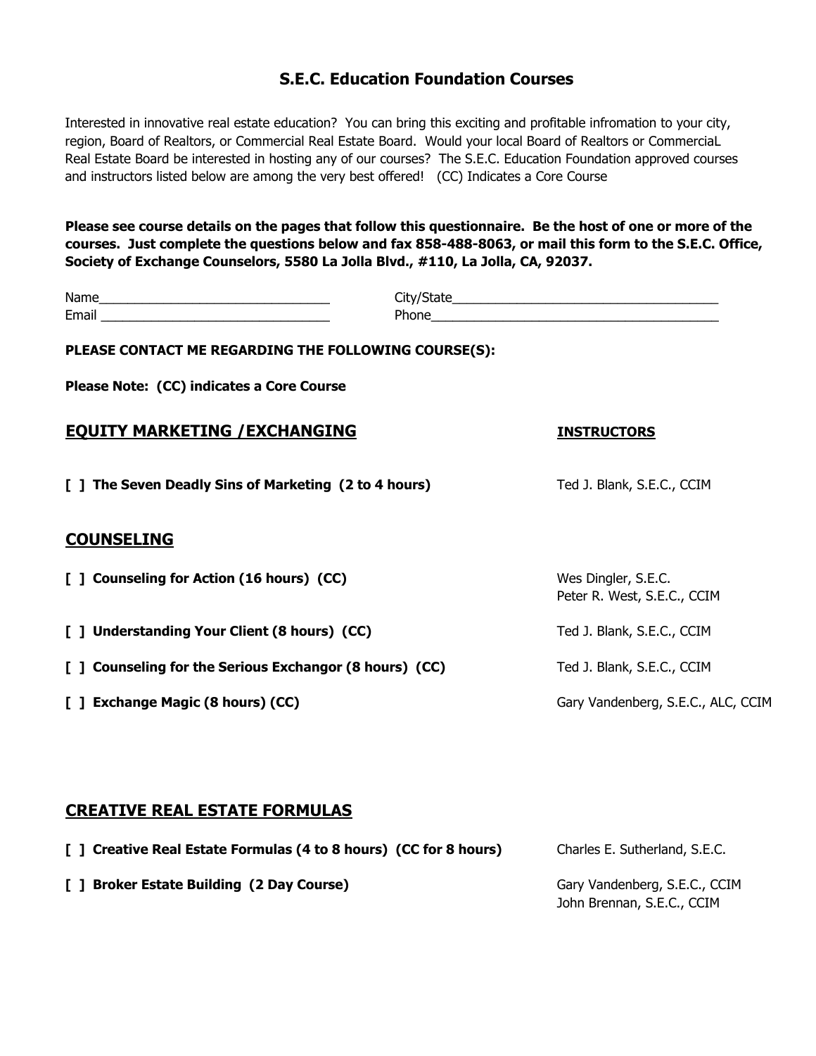# S.E.C. Education Foundation Courses

Interested in innovative real estate education? You can bring this exciting and profitable infromation to your city, region, Board of Realtors, or Commercial Real Estate Board. Would your local Board of Realtors or CommerciaL Real Estate Board be interested in hosting any of our courses? The S.E.C. Education Foundation approved courses and instructors listed below are among the very best offered! (CC) Indicates a Core Course

**Please see course details on the pages that follow this questionnaire. Be the host of one or more of the courses. Just complete the questions below and fax 858-488-8063, or mail this form to the S.E.C. Office, Society of Exchange Counselors, 5580 La Jolla Blvd., #110, La Jolla, CA, 92037.**

Name_______________________________ City/State____________________________________
Email _______________________________ Phone_______________________________________

**PLEASE CONTACT ME REGARDING THE FOLLOWING COURSE(S):**

**Please Note: (CC) indicates a Core Course**

## EQUITY MARKETING /EXCHANGING

**INSTRUCTORS**

**[ ] The Seven Deadly Sins of Marketing (2 to 4 hours)** — Ted J. Blank, S.E.C., CCIM

## COUNSELING

**[ ] Counseling for Action (16 hours) (CC)** — Wes Dingler, S.E.C.; Peter R. West, S.E.C., CCIM

**[ ] Understanding Your Client (8 hours) (CC)** — Ted J. Blank, S.E.C., CCIM

**[ ] Counseling for the Serious Exchangor (8 hours) (CC)** — Ted J. Blank, S.E.C., CCIM

**[ ] Exchange Magic (8 hours) (CC)** — Gary Vandenberg, S.E.C., ALC, CCIM

## CREATIVE REAL ESTATE FORMULAS

**[ ] Creative Real Estate Formulas (4 to 8 hours) (CC for 8 hours)** — Charles E. Sutherland, S.E.C.

**[ ] Broker Estate Building (2 Day Course)** — Gary Vandenberg, S.E.C., CCIM; John Brennan, S.E.C., CCIM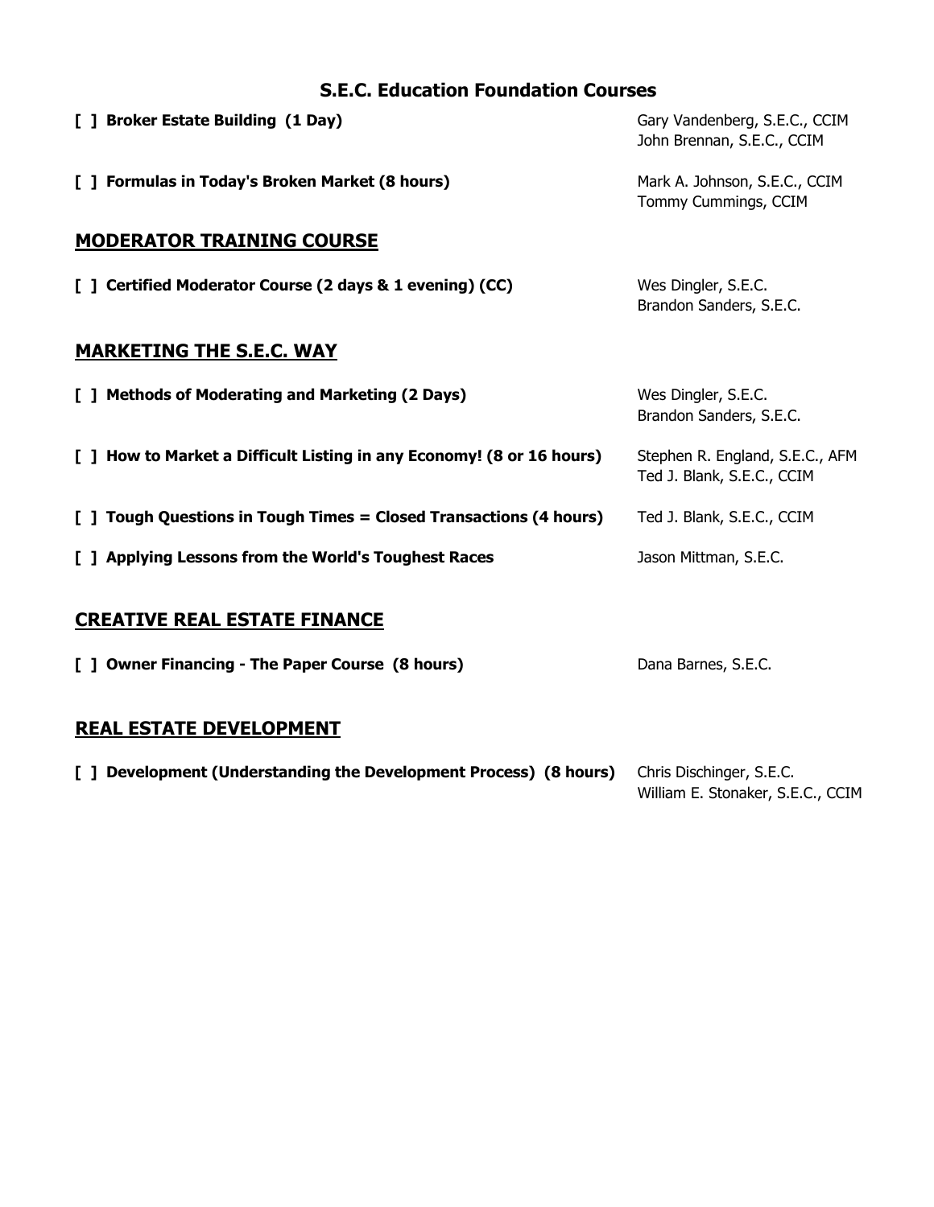## S.E.C. Education Foundation Courses

**[ ] Broker Estate Building (1 Day)** — Gary Vandenberg, S.E.C., CCIM; John Brennan, S.E.C., CCIM

**[ ] Formulas in Today's Broken Market (8 hours)** — Mark A. Johnson, S.E.C., CCIM; Tommy Cummings, CCIM

## MODERATOR TRAINING COURSE

**[ ] Certified Moderator Course (2 days & 1 evening) (CC)** — Wes Dingler, S.E.C.; Brandon Sanders, S.E.C.

## MARKETING THE S.E.C. WAY

**[ ] Methods of Moderating and Marketing (2 Days)** — Wes Dingler, S.E.C.; Brandon Sanders, S.E.C.

**[ ] How to Market a Difficult Listing in any Economy! (8 or 16 hours)** — Stephen R. England, S.E.C., AFM; Ted J. Blank, S.E.C., CCIM

**[ ] Tough Questions in Tough Times = Closed Transactions (4 hours)** — Ted J. Blank, S.E.C., CCIM

**[ ] Applying Lessons from the World's Toughest Races** — Jason Mittman, S.E.C.

## CREATIVE REAL ESTATE FINANCE

**[ ] Owner Financing - The Paper Course (8 hours)** — Dana Barnes, S.E.C.

## REAL ESTATE DEVELOPMENT

**[ ] Development (Understanding the Development Process) (8 hours)** — Chris Dischinger, S.E.C.; William E. Stonaker, S.E.C., CCIM